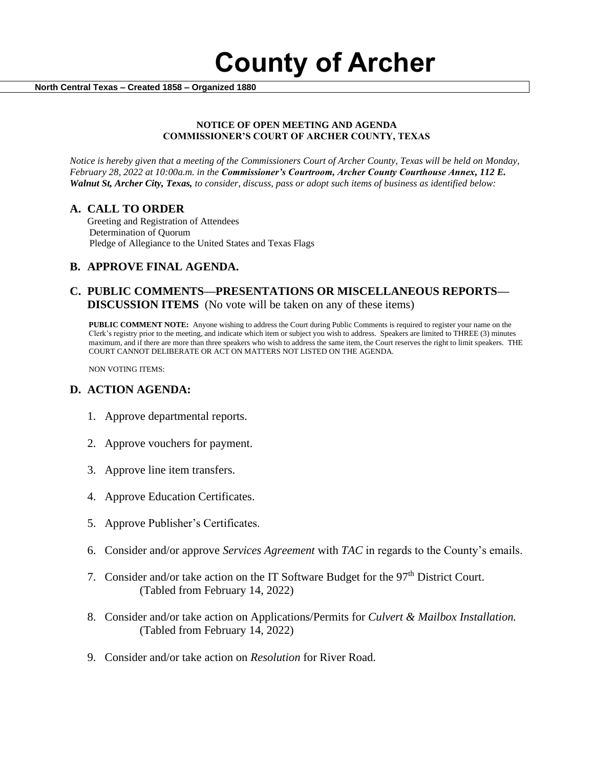# County of Archer

**North Central Texas – Created 1858 – Organized 1880**

**NOTICE OF OPEN MEETING AND AGENDA**
**COMMISSIONER'S COURT OF ARCHER COUNTY, TEXAS**

*Notice is hereby given that a meeting of the Commissioners Court of Archer County, Texas will be held on Monday, February 28, 2022 at 10:00a.m. in the **Commissioner's Courtroom, Archer County Courthouse Annex, 112 E. Walnut St, Archer City, Texas,** to consider, discuss, pass or adopt such items of business as identified below:*

## A. CALL TO ORDER

Greeting and Registration of Attendees
Determination of Quorum
Pledge of Allegiance to the United States and Texas Flags

## B. APPROVE FINAL AGENDA.

## C. PUBLIC COMMENTS—PRESENTATIONS OR MISCELLANEOUS REPORTS—DISCUSSION ITEMS (No vote will be taken on any of these items)

**PUBLIC COMMENT NOTE:** Anyone wishing to address the Court during Public Comments is required to register your name on the Clerk's registry prior to the meeting, and indicate which item or subject you wish to address. Speakers are limited to THREE (3) minutes maximum, and if there are more than three speakers who wish to address the same item, the Court reserves the right to limit speakers. THE COURT CANNOT DELIBERATE OR ACT ON MATTERS NOT LISTED ON THE AGENDA.

NON VOTING ITEMS:

## D. ACTION AGENDA:

1. Approve departmental reports.
2. Approve vouchers for payment.
3. Approve line item transfers.
4. Approve Education Certificates.
5. Approve Publisher's Certificates.
6. Consider and/or approve *Services Agreement* with *TAC* in regards to the County's emails.
7. Consider and/or take action on the IT Software Budget for the 97th District Court.
   (Tabled from February 14, 2022)
8. Consider and/or take action on Applications/Permits for *Culvert & Mailbox Installation.*
   (Tabled from February 14, 2022)
9. Consider and/or take action on *Resolution* for River Road.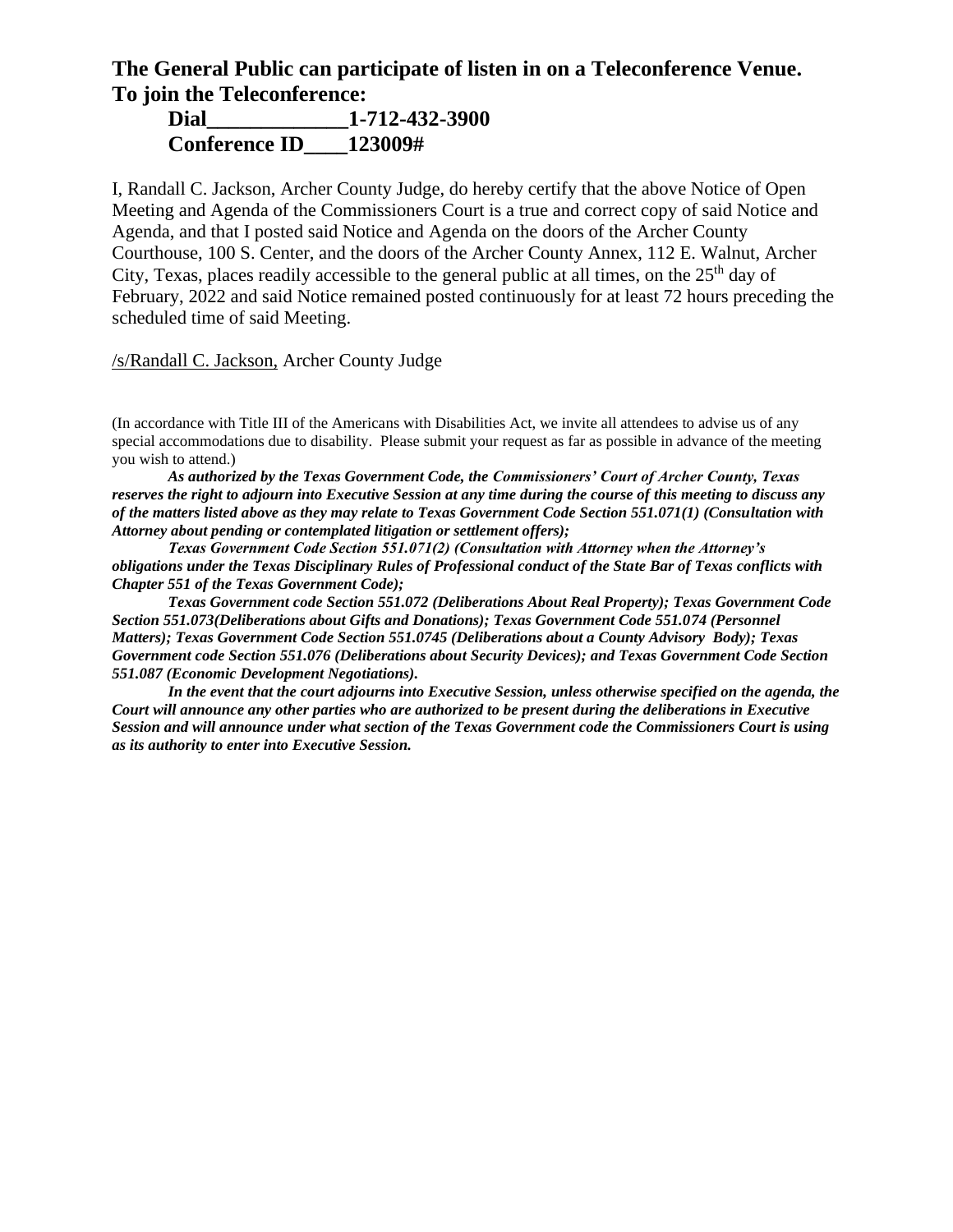**The General Public can participate of listen in on a Teleconference Venue.**
**To join the Teleconference:**

**Dial_____________1-712-432-3900**
**Conference ID____123009#**

I, Randall C. Jackson, Archer County Judge, do hereby certify that the above Notice of Open Meeting and Agenda of the Commissioners Court is a true and correct copy of said Notice and Agenda, and that I posted said Notice and Agenda on the doors of the Archer County Courthouse, 100 S. Center, and the doors of the Archer County Annex, 112 E. Walnut, Archer City, Texas, places readily accessible to the general public at all times, on the 25th day of February, 2022 and said Notice remained posted continuously for at least 72 hours preceding the scheduled time of said Meeting.

/s/Randall C. Jackson, Archer County Judge

(In accordance with Title III of the Americans with Disabilities Act, we invite all attendees to advise us of any special accommodations due to disability. Please submit your request as far as possible in advance of the meeting you wish to attend.)

***As authorized by the Texas Government Code, the Commissioners' Court of Archer County, Texas reserves the right to adjourn into Executive Session at any time during the course of this meeting to discuss any of the matters listed above as they may relate to Texas Government Code Section 551.071(1) (Consultation with Attorney about pending or contemplated litigation or settlement offers);***

***Texas Government Code Section 551.071(2) (Consultation with Attorney when the Attorney's obligations under the Texas Disciplinary Rules of Professional conduct of the State Bar of Texas conflicts with Chapter 551 of the Texas Government Code);***

***Texas Government code Section 551.072 (Deliberations About Real Property); Texas Government Code Section 551.073(Deliberations about Gifts and Donations); Texas Government Code 551.074 (Personnel Matters); Texas Government Code Section 551.0745 (Deliberations about a County Advisory Body); Texas Government code Section 551.076 (Deliberations about Security Devices); and Texas Government Code Section 551.087 (Economic Development Negotiations).***

***In the event that the court adjourns into Executive Session, unless otherwise specified on the agenda, the Court will announce any other parties who are authorized to be present during the deliberations in Executive Session and will announce under what section of the Texas Government code the Commissioners Court is using as its authority to enter into Executive Session.***